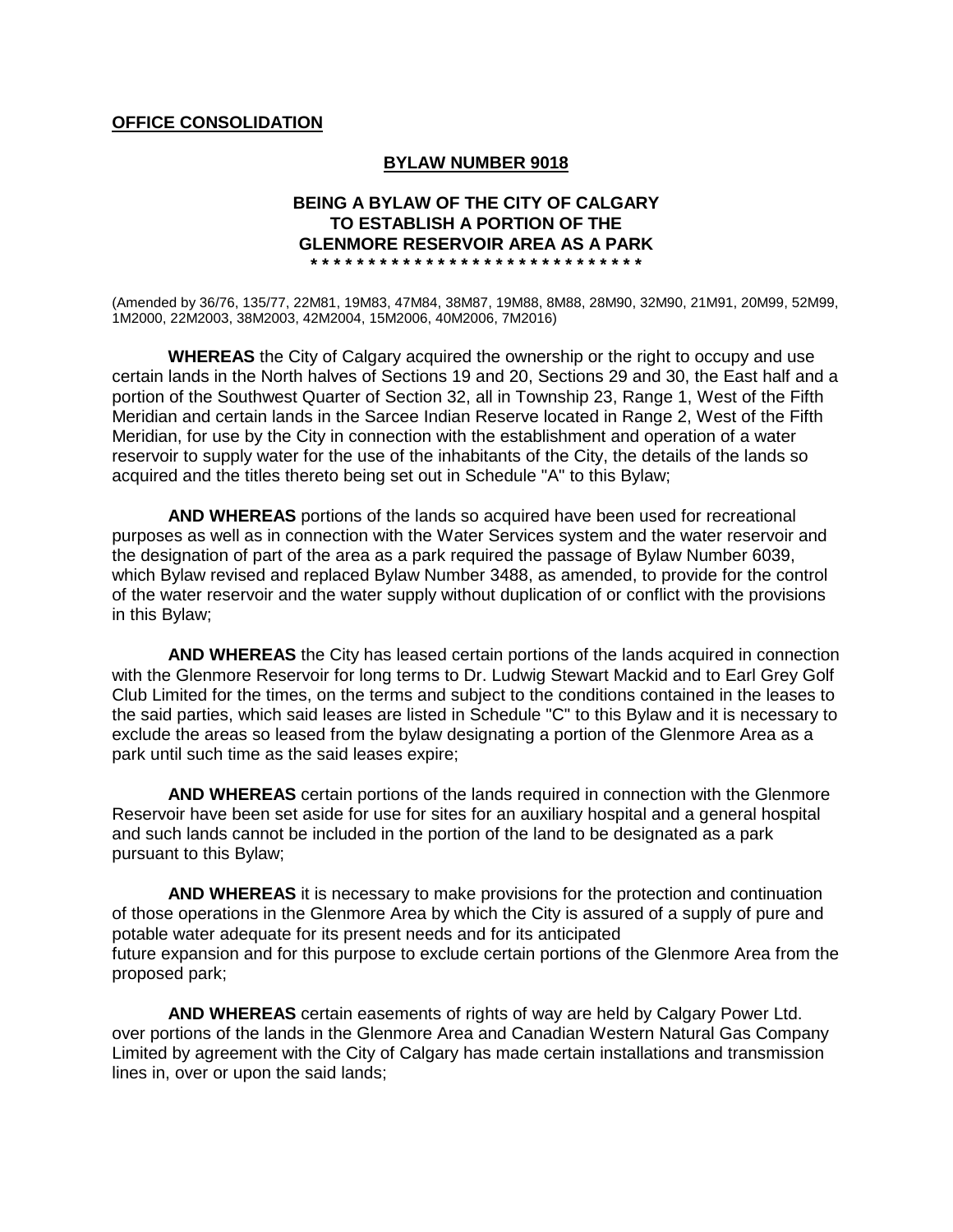**OFFICE CONSOLIDATION**

# BYLAW NUMBER 9018

## BEING A BYLAW OF THE CITY OF CALGARY TO ESTABLISH A PORTION OF THE GLENMORE RESERVOIR AREA AS A PARK

**\* \* \* \* \* \* \* \* \* \* \* \* \* \* \* \* \* \* \* \* \* \* \* \* \* \* \* \* \* \***

(Amended by 36/76, 135/77, 22M81, 19M83, 47M84, 38M87, 19M88, 8M88, 28M90, 32M90, 21M91, 20M99, 52M99, 1M2000, 22M2003, 38M2003, 42M2004, 15M2006, 40M2006, 7M2016)

**WHEREAS** the City of Calgary acquired the ownership or the right to occupy and use certain lands in the North halves of Sections 19 and 20, Sections 29 and 30, the East half and a portion of the Southwest Quarter of Section 32, all in Township 23, Range 1, West of the Fifth Meridian and certain lands in the Sarcee Indian Reserve located in Range 2, West of the Fifth Meridian, for use by the City in connection with the establishment and operation of a water reservoir to supply water for the use of the inhabitants of the City, the details of the lands so acquired and the titles thereto being set out in Schedule "A" to this Bylaw;

**AND WHEREAS** portions of the lands so acquired have been used for recreational purposes as well as in connection with the Water Services system and the water reservoir and the designation of part of the area as a park required the passage of Bylaw Number 6039, which Bylaw revised and replaced Bylaw Number 3488, as amended, to provide for the control of the water reservoir and the water supply without duplication of or conflict with the provisions in this Bylaw;

**AND WHEREAS** the City has leased certain portions of the lands acquired in connection with the Glenmore Reservoir for long terms to Dr. Ludwig Stewart Mackid and to Earl Grey Golf Club Limited for the times, on the terms and subject to the conditions contained in the leases to the said parties, which said leases are listed in Schedule "C" to this Bylaw and it is necessary to exclude the areas so leased from the bylaw designating a portion of the Glenmore Area as a park until such time as the said leases expire;

**AND WHEREAS** certain portions of the lands required in connection with the Glenmore Reservoir have been set aside for use for sites for an auxiliary hospital and a general hospital and such lands cannot be included in the portion of the land to be designated as a park pursuant to this Bylaw;

**AND WHEREAS** it is necessary to make provisions for the protection and continuation of those operations in the Glenmore Area by which the City is assured of a supply of pure and potable water adequate for its present needs and for its anticipated future expansion and for this purpose to exclude certain portions of the Glenmore Area from the proposed park;

**AND WHEREAS** certain easements of rights of way are held by Calgary Power Ltd. over portions of the lands in the Glenmore Area and Canadian Western Natural Gas Company Limited by agreement with the City of Calgary has made certain installations and transmission lines in, over or upon the said lands;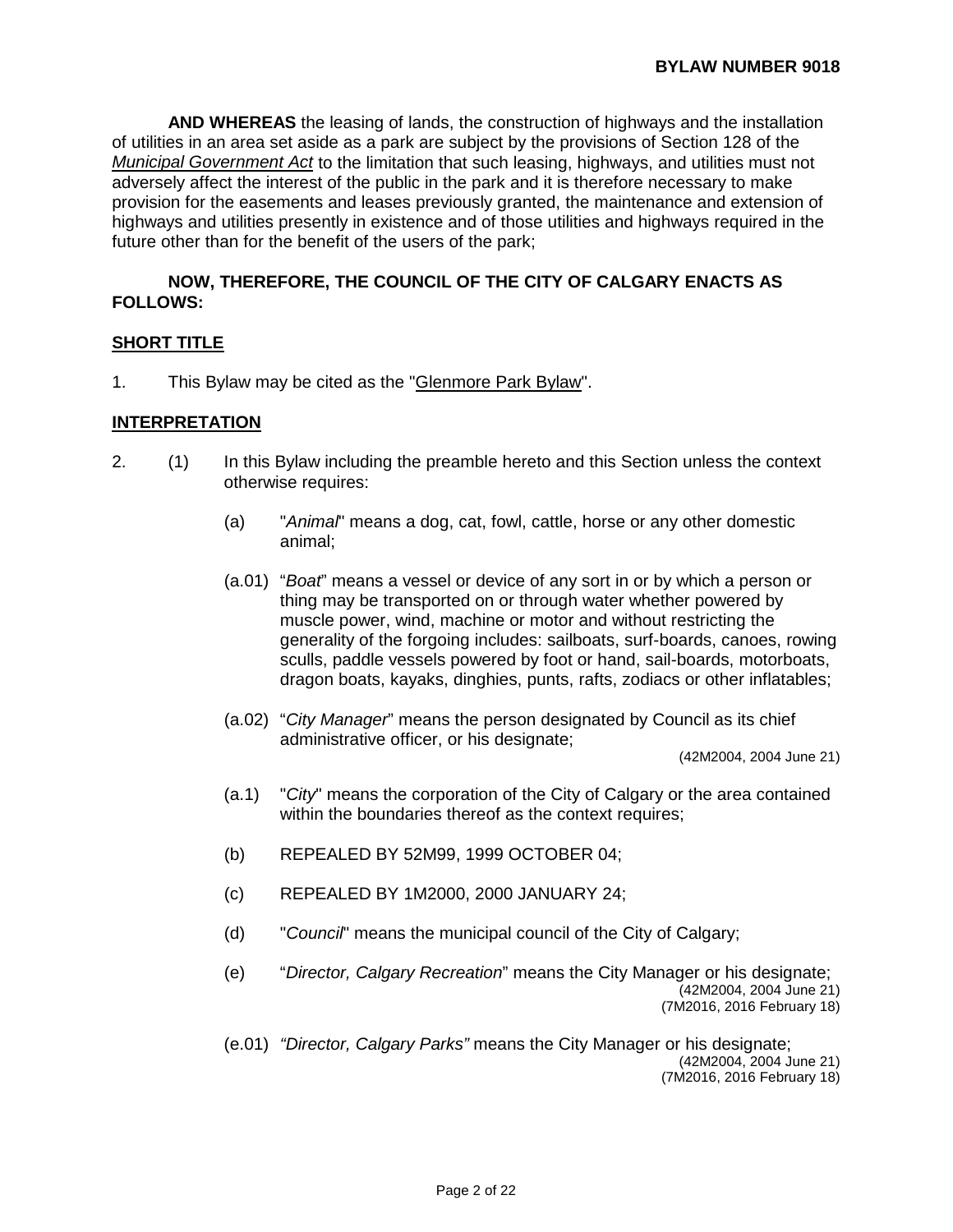**AND WHEREAS** the leasing of lands, the construction of highways and the installation of utilities in an area set aside as a park are subject by the provisions of Section 128 of the *Municipal Government Act* to the limitation that such leasing, highways, and utilities must not adversely affect the interest of the public in the park and it is therefore necessary to make provision for the easements and leases previously granted, the maintenance and extension of highways and utilities presently in existence and of those utilities and highways required in the future other than for the benefit of the users of the park;

**NOW, THEREFORE, THE COUNCIL OF THE CITY OF CALGARY ENACTS AS FOLLOWS:**

## SHORT TITLE

1. This Bylaw may be cited as the "Glenmore Park Bylaw".

## INTERPRETATION

2. (1) In this Bylaw including the preamble hereto and this Section unless the context otherwise requires:

   (a) "*Animal*" means a dog, cat, fowl, cattle, horse or any other domestic animal;

   (a.01) "*Boat*" means a vessel or device of any sort in or by which a person or thing may be transported on or through water whether powered by muscle power, wind, machine or motor and without restricting the generality of the forgoing includes: sailboats, surf-boards, canoes, rowing sculls, paddle vessels powered by foot or hand, sail-boards, motorboats, dragon boats, kayaks, dinghies, punts, rafts, zodiacs or other inflatables;

   (a.02) "*City Manager*" means the person designated by Council as its chief administrative officer, or his designate;
   (42M2004, 2004 June 21)

   (a.1) "*City*" means the corporation of the City of Calgary or the area contained within the boundaries thereof as the context requires;

   (b) REPEALED BY 52M99, 1999 OCTOBER 04;

   (c) REPEALED BY 1M2000, 2000 JANUARY 24;

   (d) "*Council*" means the municipal council of the City of Calgary;

   (e) "*Director, Calgary Recreation*" means the City Manager or his designate;
   (42M2004, 2004 June 21)
   (7M2016, 2016 February 18)

   (e.01) *"Director, Calgary Parks"* means the City Manager or his designate;
   (42M2004, 2004 June 21)
   (7M2016, 2016 February 18)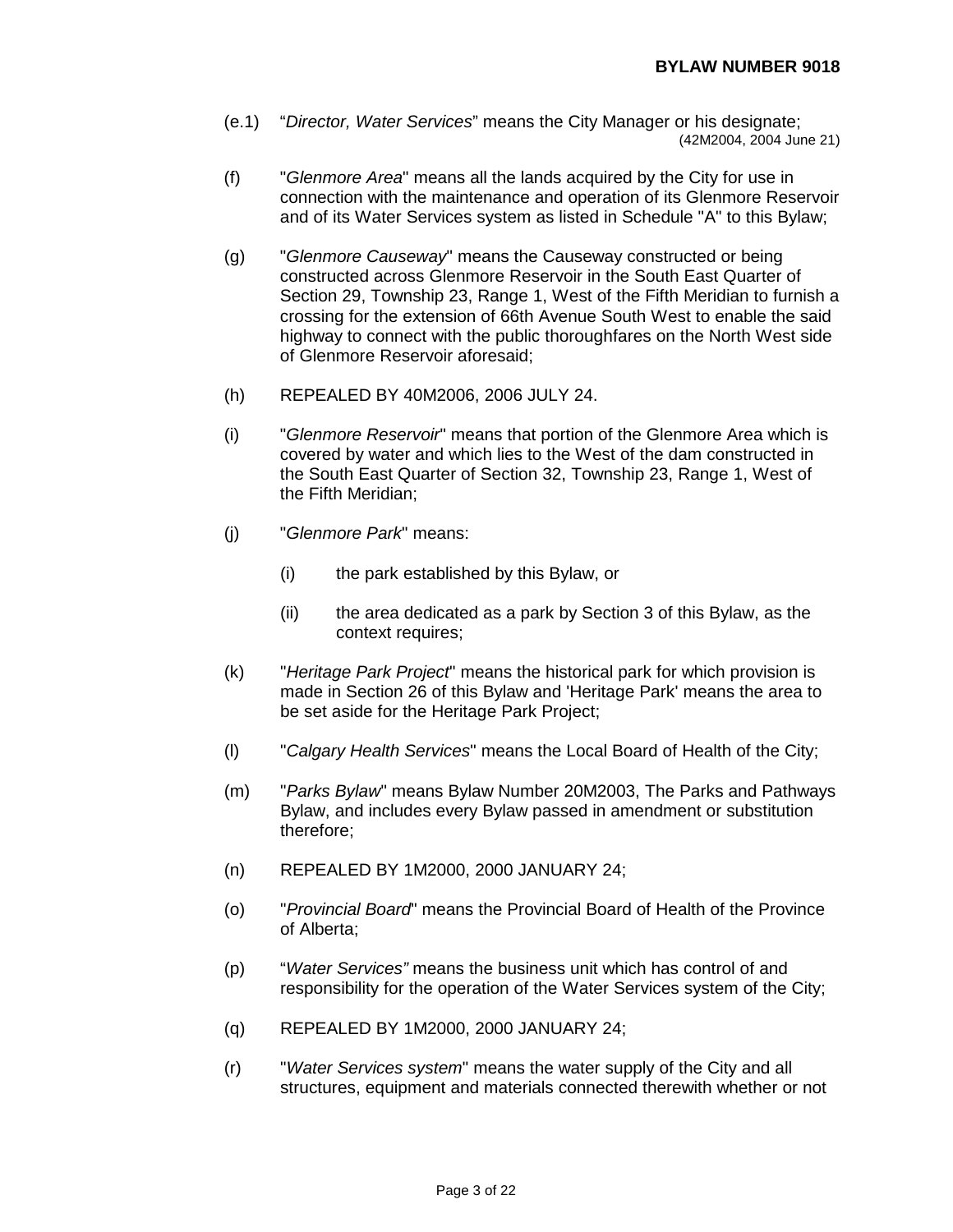(e.1) "*Director, Water Services*" means the City Manager or his designate;
(42M2004, 2004 June 21)

(f) "*Glenmore Area*" means all the lands acquired by the City for use in connection with the maintenance and operation of its Glenmore Reservoir and of its Water Services system as listed in Schedule "A" to this Bylaw;

(g) "*Glenmore Causeway*" means the Causeway constructed or being constructed across Glenmore Reservoir in the South East Quarter of Section 29, Township 23, Range 1, West of the Fifth Meridian to furnish a crossing for the extension of 66th Avenue South West to enable the said highway to connect with the public thoroughfares on the North West side of Glenmore Reservoir aforesaid;

(h) REPEALED BY 40M2006, 2006 JULY 24.

(i) "*Glenmore Reservoir*" means that portion of the Glenmore Area which is covered by water and which lies to the West of the dam constructed in the South East Quarter of Section 32, Township 23, Range 1, West of the Fifth Meridian;

(j) "*Glenmore Park*" means:

(i) the park established by this Bylaw, or

(ii) the area dedicated as a park by Section 3 of this Bylaw, as the context requires;

(k) "*Heritage Park Project*" means the historical park for which provision is made in Section 26 of this Bylaw and 'Heritage Park' means the area to be set aside for the Heritage Park Project;

(l) "*Calgary Health Services*" means the Local Board of Health of the City;

(m) "*Parks Bylaw*" means Bylaw Number 20M2003, The Parks and Pathways Bylaw, and includes every Bylaw passed in amendment or substitution therefore;

(n) REPEALED BY 1M2000, 2000 JANUARY 24;

(o) "*Provincial Board*" means the Provincial Board of Health of the Province of Alberta;

(p) "*Water Services*" means the business unit which has control of and responsibility for the operation of the Water Services system of the City;

(q) REPEALED BY 1M2000, 2000 JANUARY 24;

(r) "*Water Services system*" means the water supply of the City and all structures, equipment and materials connected therewith whether or not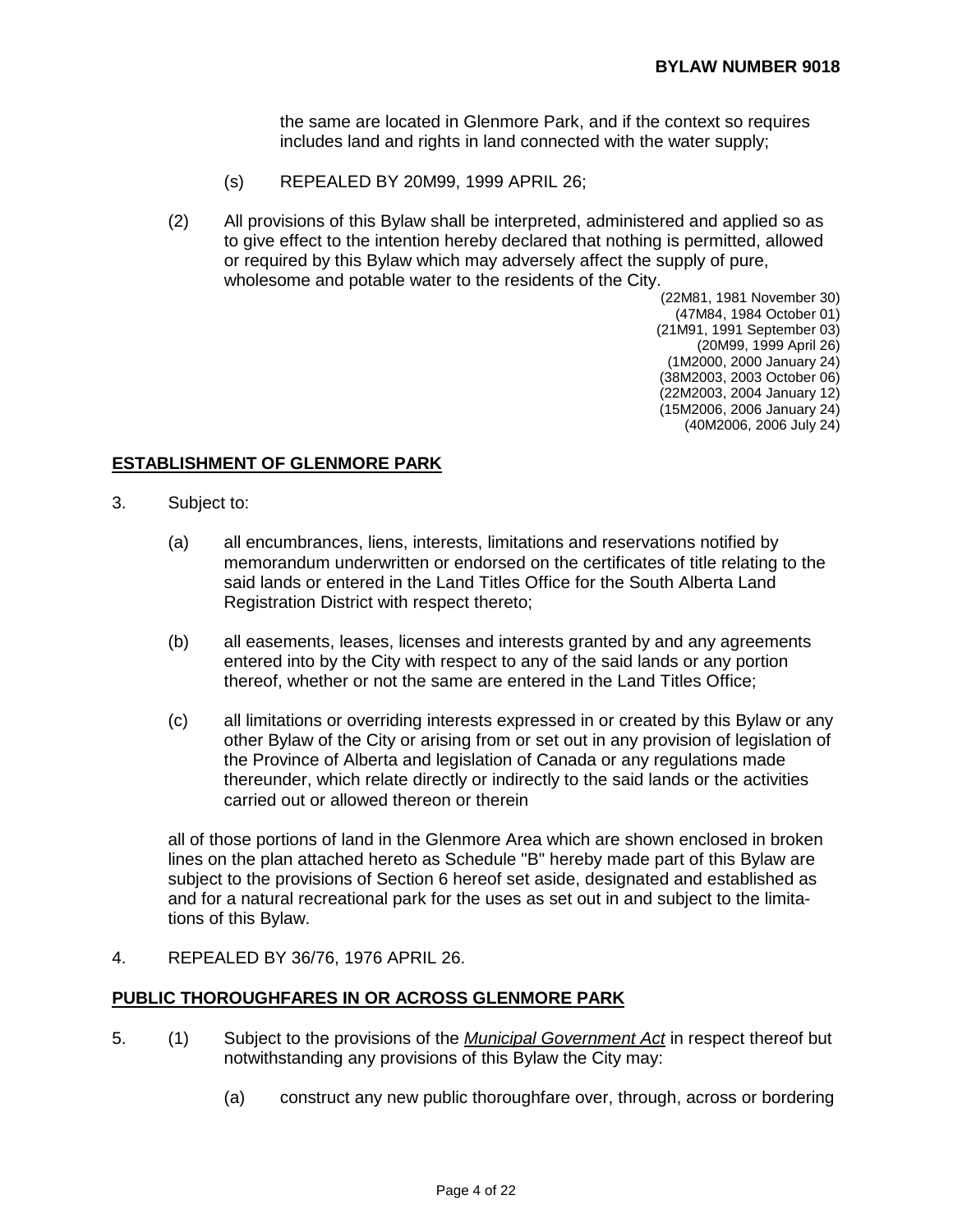the same are located in Glenmore Park, and if the context so requires includes land and rights in land connected with the water supply;

(s) REPEALED BY 20M99, 1999 APRIL 26;

(2) All provisions of this Bylaw shall be interpreted, administered and applied so as to give effect to the intention hereby declared that nothing is permitted, allowed or required by this Bylaw which may adversely affect the supply of pure, wholesome and potable water to the residents of the City.

(22M81, 1981 November 30)
(47M84, 1984 October 01)
(21M91, 1991 September 03)
(20M99, 1999 April 26)
(1M2000, 2000 January 24)
(38M2003, 2003 October 06)
(22M2003, 2004 January 12)
(15M2006, 2006 January 24)
(40M2006, 2006 July 24)

## ESTABLISHMENT OF GLENMORE PARK

3. Subject to:

(a) all encumbrances, liens, interests, limitations and reservations notified by memorandum underwritten or endorsed on the certificates of title relating to the said lands or entered in the Land Titles Office for the South Alberta Land Registration District with respect thereto;

(b) all easements, leases, licenses and interests granted by and any agreements entered into by the City with respect to any of the said lands or any portion thereof, whether or not the same are entered in the Land Titles Office;

(c) all limitations or overriding interests expressed in or created by this Bylaw or any other Bylaw of the City or arising from or set out in any provision of legislation of the Province of Alberta and legislation of Canada or any regulations made thereunder, which relate directly or indirectly to the said lands or the activities carried out or allowed thereon or therein

all of those portions of land in the Glenmore Area which are shown enclosed in broken lines on the plan attached hereto as Schedule "B" hereby made part of this Bylaw are subject to the provisions of Section 6 hereof set aside, designated and established as and for a natural recreational park for the uses as set out in and subject to the limitations of this Bylaw.

4. REPEALED BY 36/76, 1976 APRIL 26.

## PUBLIC THOROUGHFARES IN OR ACROSS GLENMORE PARK

5. (1) Subject to the provisions of the *Municipal Government Act* in respect thereof but notwithstanding any provisions of this Bylaw the City may:

(a) construct any new public thoroughfare over, through, across or bordering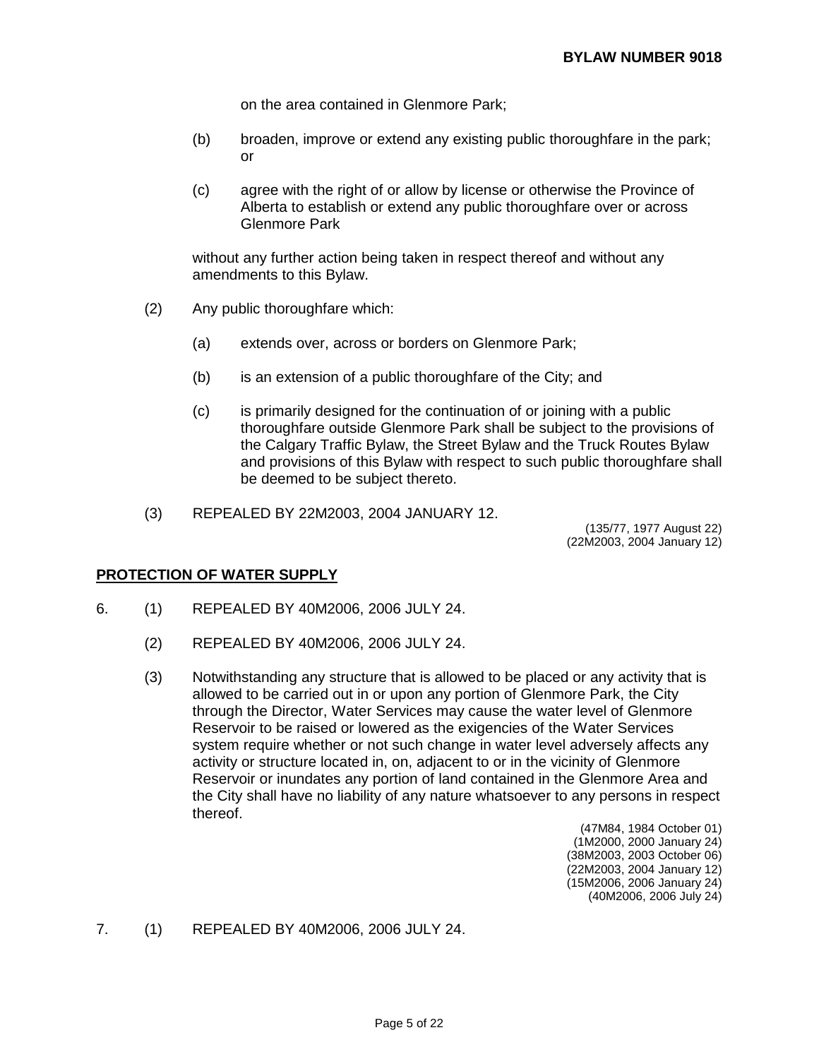on the area contained in Glenmore Park;

(b) broaden, improve or extend any existing public thoroughfare in the park; or

(c) agree with the right of or allow by license or otherwise the Province of Alberta to establish or extend any public thoroughfare over or across Glenmore Park

without any further action being taken in respect thereof and without any amendments to this Bylaw.

(2) Any public thoroughfare which:

(a) extends over, across or borders on Glenmore Park;

(b) is an extension of a public thoroughfare of the City; and

(c) is primarily designed for the continuation of or joining with a public thoroughfare outside Glenmore Park shall be subject to the provisions of the Calgary Traffic Bylaw, the Street Bylaw and the Truck Routes Bylaw and provisions of this Bylaw with respect to such public thoroughfare shall be deemed to be subject thereto.

(3) REPEALED BY 22M2003, 2004 JANUARY 12.

(135/77, 1977 August 22)
(22M2003, 2004 January 12)

**PROTECTION OF WATER SUPPLY**

6. (1) REPEALED BY 40M2006, 2006 JULY 24.

(2) REPEALED BY 40M2006, 2006 JULY 24.

(3) Notwithstanding any structure that is allowed to be placed or any activity that is allowed to be carried out in or upon any portion of Glenmore Park, the City through the Director, Water Services may cause the water level of Glenmore Reservoir to be raised or lowered as the exigencies of the Water Services system require whether or not such change in water level adversely affects any activity or structure located in, on, adjacent to or in the vicinity of Glenmore Reservoir or inundates any portion of land contained in the Glenmore Area and the City shall have no liability of any nature whatsoever to any persons in respect thereof.

(47M84, 1984 October 01)
(1M2000, 2000 January 24)
(38M2003, 2003 October 06)
(22M2003, 2004 January 12)
(15M2006, 2006 January 24)
(40M2006, 2006 July 24)

7. (1) REPEALED BY 40M2006, 2006 JULY 24.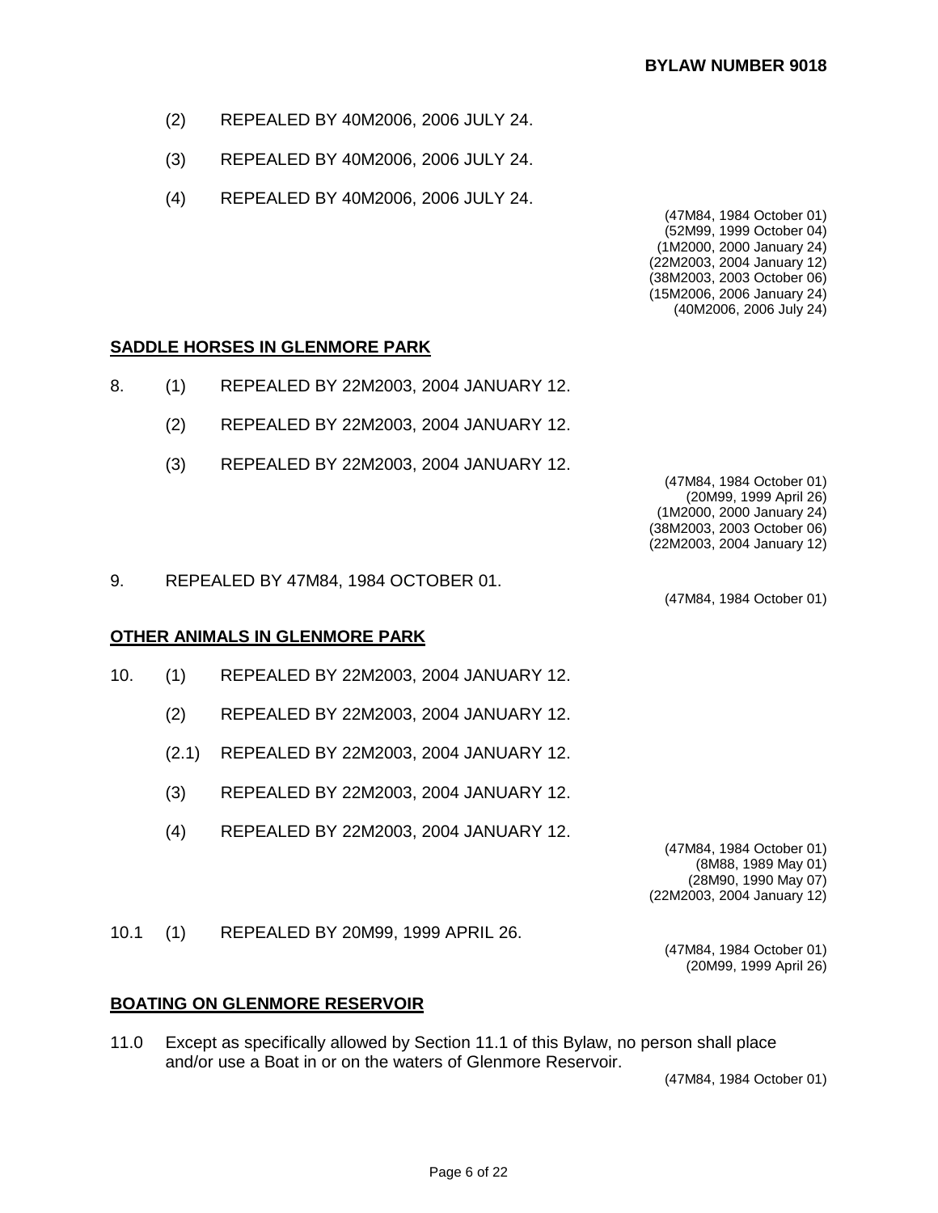(2) REPEALED BY 40M2006, 2006 JULY 24.

(3) REPEALED BY 40M2006, 2006 JULY 24.

(4) REPEALED BY 40M2006, 2006 JULY 24.

(47M84, 1984 October 01)
(52M99, 1999 October 04)
(1M2000, 2000 January 24)
(22M2003, 2004 January 12)
(38M2003, 2003 October 06)
(15M2006, 2006 January 24)
(40M2006, 2006 July 24)

## SADDLE HORSES IN GLENMORE PARK

8. (1) REPEALED BY 22M2003, 2004 JANUARY 12.

(2) REPEALED BY 22M2003, 2004 JANUARY 12.

(3) REPEALED BY 22M2003, 2004 JANUARY 12.

(47M84, 1984 October 01)
(20M99, 1999 April 26)
(1M2000, 2000 January 24)
(38M2003, 2003 October 06)
(22M2003, 2004 January 12)

9. REPEALED BY 47M84, 1984 OCTOBER 01.

(47M84, 1984 October 01)

## OTHER ANIMALS IN GLENMORE PARK

10. (1) REPEALED BY 22M2003, 2004 JANUARY 12.

(2) REPEALED BY 22M2003, 2004 JANUARY 12.

(2.1) REPEALED BY 22M2003, 2004 JANUARY 12.

(3) REPEALED BY 22M2003, 2004 JANUARY 12.

(4) REPEALED BY 22M2003, 2004 JANUARY 12.

(47M84, 1984 October 01)
(8M88, 1989 May 01)
(28M90, 1990 May 07)
(22M2003, 2004 January 12)

10.1 (1) REPEALED BY 20M99, 1999 APRIL 26.

(47M84, 1984 October 01)
(20M99, 1999 April 26)

## BOATING ON GLENMORE RESERVOIR

11.0 Except as specifically allowed by Section 11.1 of this Bylaw, no person shall place and/or use a Boat in or on the waters of Glenmore Reservoir.

(47M84, 1984 October 01)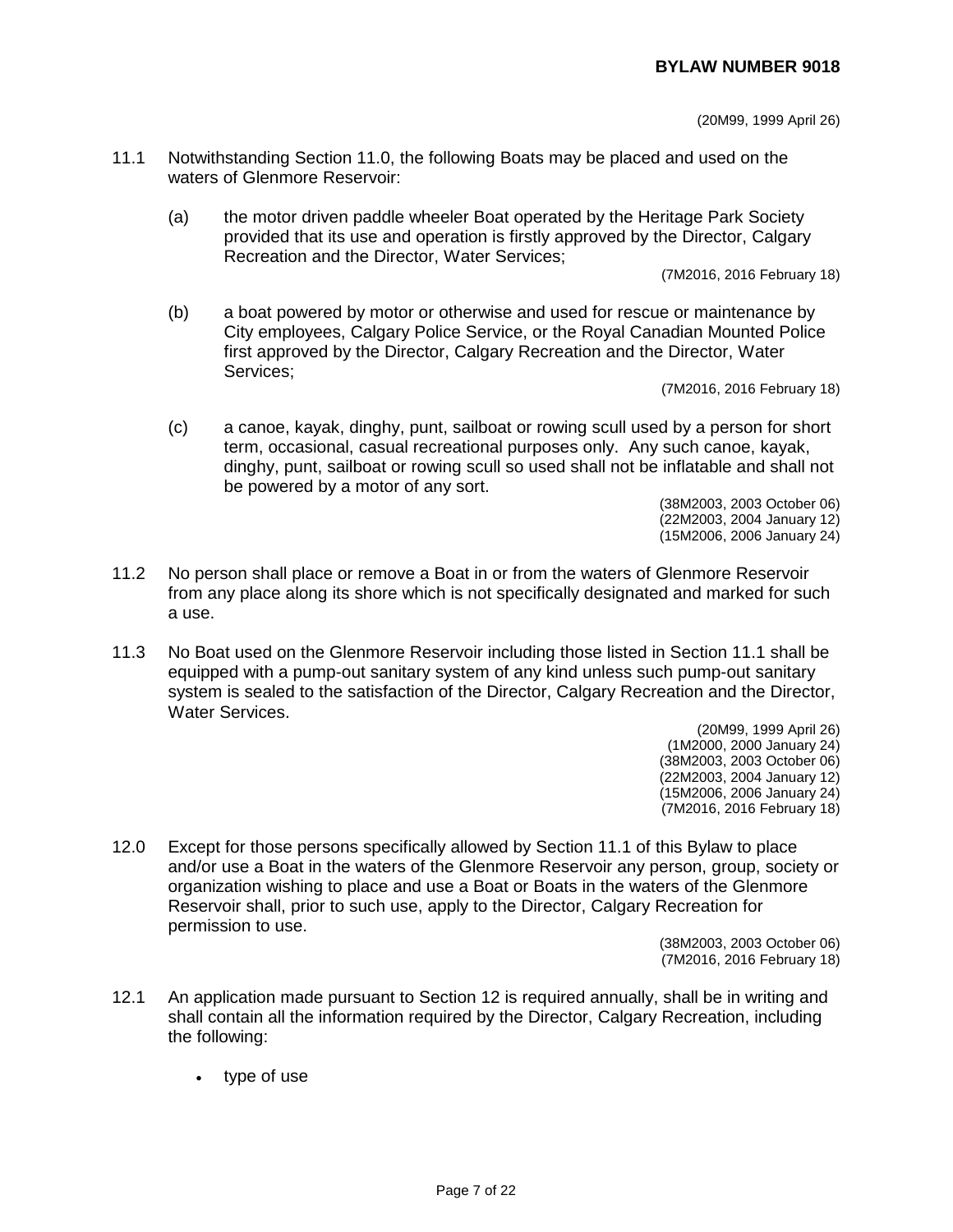(20M99, 1999 April 26)

11.1 Notwithstanding Section 11.0, the following Boats may be placed and used on the waters of Glenmore Reservoir:

(a) the motor driven paddle wheeler Boat operated by the Heritage Park Society provided that its use and operation is firstly approved by the Director, Calgary Recreation and the Director, Water Services;

(7M2016, 2016 February 18)

(b) a boat powered by motor or otherwise and used for rescue or maintenance by City employees, Calgary Police Service, or the Royal Canadian Mounted Police first approved by the Director, Calgary Recreation and the Director, Water Services;

(7M2016, 2016 February 18)

(c) a canoe, kayak, dinghy, punt, sailboat or rowing scull used by a person for short term, occasional, casual recreational purposes only. Any such canoe, kayak, dinghy, punt, sailboat or rowing scull so used shall not be inflatable and shall not be powered by a motor of any sort.

(38M2003, 2003 October 06)
(22M2003, 2004 January 12)
(15M2006, 2006 January 24)

11.2 No person shall place or remove a Boat in or from the waters of Glenmore Reservoir from any place along its shore which is not specifically designated and marked for such a use.

11.3 No Boat used on the Glenmore Reservoir including those listed in Section 11.1 shall be equipped with a pump-out sanitary system of any kind unless such pump-out sanitary system is sealed to the satisfaction of the Director, Calgary Recreation and the Director, Water Services.

(20M99, 1999 April 26)
(1M2000, 2000 January 24)
(38M2003, 2003 October 06)
(22M2003, 2004 January 12)
(15M2006, 2006 January 24)
(7M2016, 2016 February 18)

12.0 Except for those persons specifically allowed by Section 11.1 of this Bylaw to place and/or use a Boat in the waters of the Glenmore Reservoir any person, group, society or organization wishing to place and use a Boat or Boats in the waters of the Glenmore Reservoir shall, prior to such use, apply to the Director, Calgary Recreation for permission to use.

(38M2003, 2003 October 06)
(7M2016, 2016 February 18)

12.1 An application made pursuant to Section 12 is required annually, shall be in writing and shall contain all the information required by the Director, Calgary Recreation, including the following:

- type of use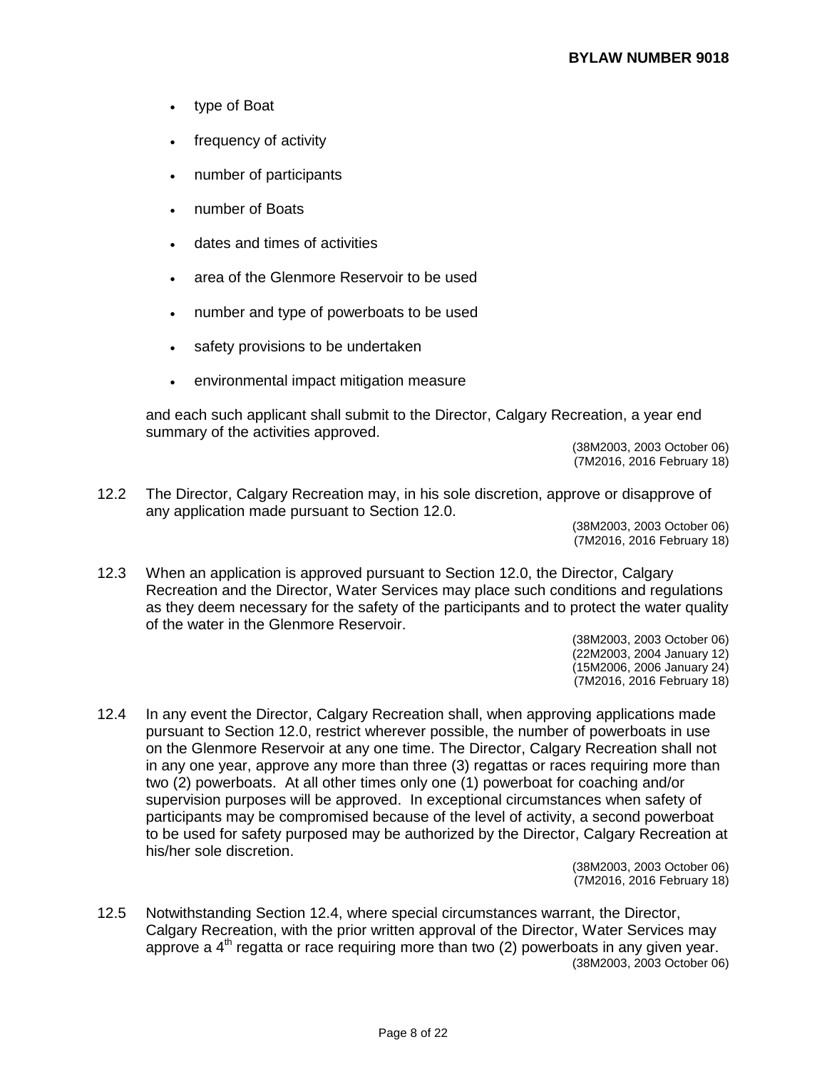- type of Boat
- frequency of activity
- number of participants
- number of Boats
- dates and times of activities
- area of the Glenmore Reservoir to be used
- number and type of powerboats to be used
- safety provisions to be undertaken
- environmental impact mitigation measure

and each such applicant shall submit to the Director, Calgary Recreation, a year end summary of the activities approved.

(38M2003, 2003 October 06)
(7M2016, 2016 February 18)

12.2 The Director, Calgary Recreation may, in his sole discretion, approve or disapprove of any application made pursuant to Section 12.0.

(38M2003, 2003 October 06)
(7M2016, 2016 February 18)

12.3 When an application is approved pursuant to Section 12.0, the Director, Calgary Recreation and the Director, Water Services may place such conditions and regulations as they deem necessary for the safety of the participants and to protect the water quality of the water in the Glenmore Reservoir.

(38M2003, 2003 October 06)
(22M2003, 2004 January 12)
(15M2006, 2006 January 24)
(7M2016, 2016 February 18)

12.4 In any event the Director, Calgary Recreation shall, when approving applications made pursuant to Section 12.0, restrict wherever possible, the number of powerboats in use on the Glenmore Reservoir at any one time. The Director, Calgary Recreation shall not in any one year, approve any more than three (3) regattas or races requiring more than two (2) powerboats. At all other times only one (1) powerboat for coaching and/or supervision purposes will be approved. In exceptional circumstances when safety of participants may be compromised because of the level of activity, a second powerboat to be used for safety purposed may be authorized by the Director, Calgary Recreation at his/her sole discretion.

(38M2003, 2003 October 06)
(7M2016, 2016 February 18)

12.5 Notwithstanding Section 12.4, where special circumstances warrant, the Director, Calgary Recreation, with the prior written approval of the Director, Water Services may approve a 4th regatta or race requiring more than two (2) powerboats in any given year.

(38M2003, 2003 October 06)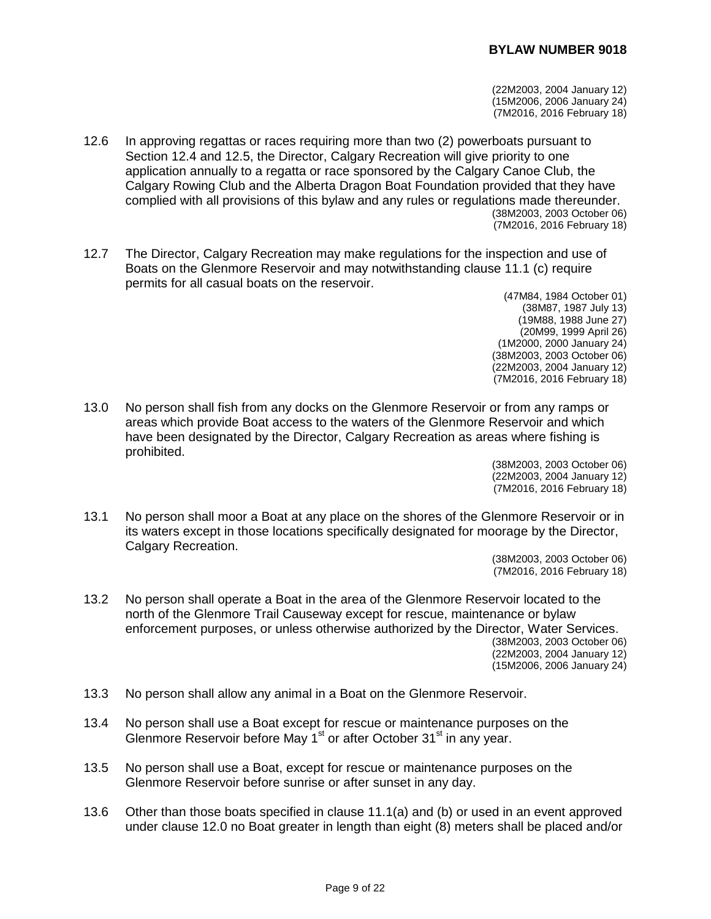(22M2003, 2004 January 12)
(15M2006, 2006 January 24)
(7M2016, 2016 February 18)

12.6 In approving regattas or races requiring more than two (2) powerboats pursuant to Section 12.4 and 12.5, the Director, Calgary Recreation will give priority to one application annually to a regatta or race sponsored by the Calgary Canoe Club, the Calgary Rowing Club and the Alberta Dragon Boat Foundation provided that they have complied with all provisions of this bylaw and any rules or regulations made thereunder.

(38M2003, 2003 October 06)
(7M2016, 2016 February 18)

12.7 The Director, Calgary Recreation may make regulations for the inspection and use of Boats on the Glenmore Reservoir and may notwithstanding clause 11.1 (c) require permits for all casual boats on the reservoir.

(47M84, 1984 October 01)
(38M87, 1987 July 13)
(19M88, 1988 June 27)
(20M99, 1999 April 26)
(1M2000, 2000 January 24)
(38M2003, 2003 October 06)
(22M2003, 2004 January 12)
(7M2016, 2016 February 18)

13.0 No person shall fish from any docks on the Glenmore Reservoir or from any ramps or areas which provide Boat access to the waters of the Glenmore Reservoir and which have been designated by the Director, Calgary Recreation as areas where fishing is prohibited.

(38M2003, 2003 October 06)
(22M2003, 2004 January 12)
(7M2016, 2016 February 18)

13.1 No person shall moor a Boat at any place on the shores of the Glenmore Reservoir or in its waters except in those locations specifically designated for moorage by the Director, Calgary Recreation.

(38M2003, 2003 October 06)
(7M2016, 2016 February 18)

13.2 No person shall operate a Boat in the area of the Glenmore Reservoir located to the north of the Glenmore Trail Causeway except for rescue, maintenance or bylaw enforcement purposes, or unless otherwise authorized by the Director, Water Services.

(38M2003, 2003 October 06)
(22M2003, 2004 January 12)
(15M2006, 2006 January 24)

13.3 No person shall allow any animal in a Boat on the Glenmore Reservoir.

13.4 No person shall use a Boat except for rescue or maintenance purposes on the Glenmore Reservoir before May 1st or after October 31st in any year.

13.5 No person shall use a Boat, except for rescue or maintenance purposes on the Glenmore Reservoir before sunrise or after sunset in any day.

13.6 Other than those boats specified in clause 11.1(a) and (b) or used in an event approved under clause 12.0 no Boat greater in length than eight (8) meters shall be placed and/or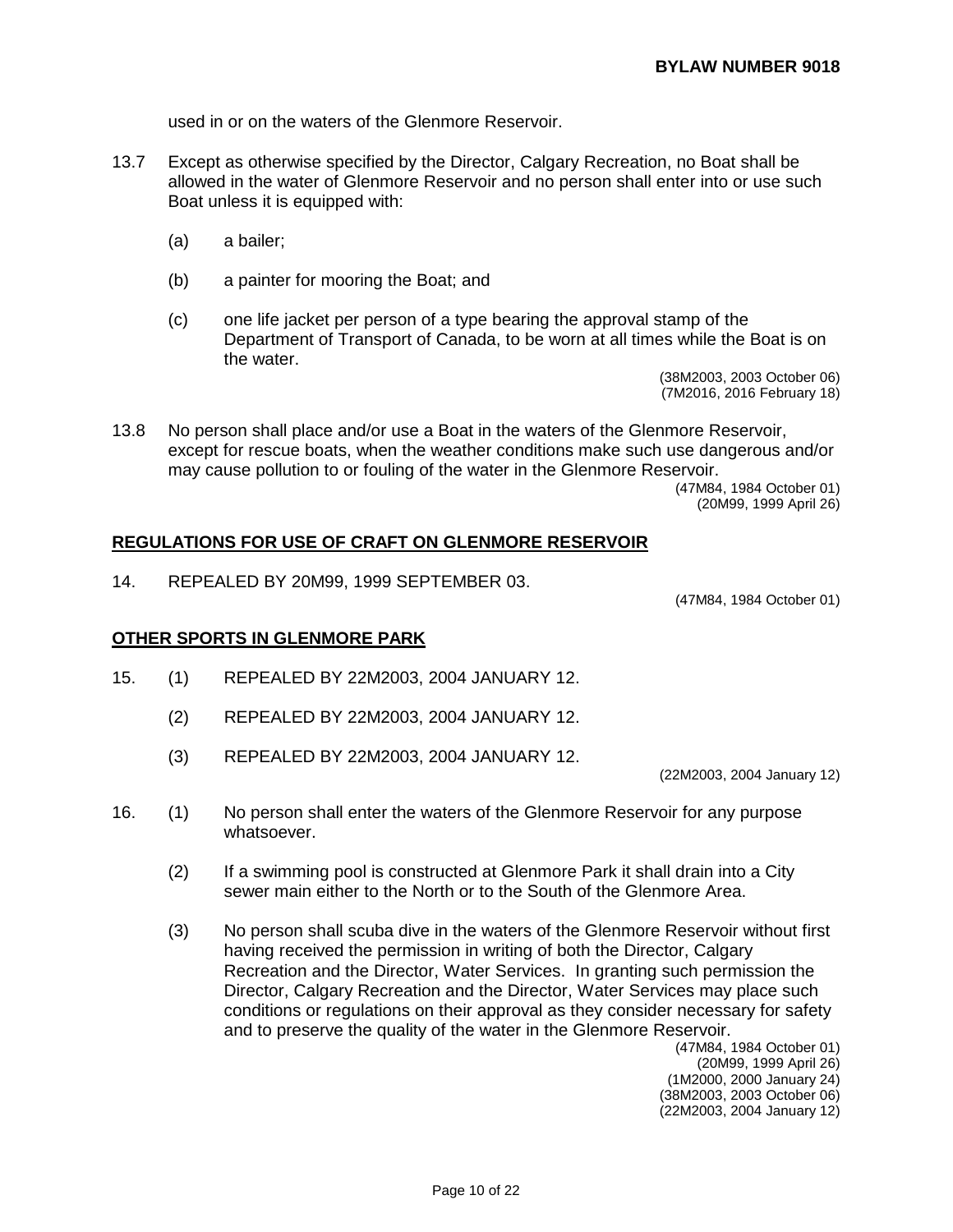used in or on the waters of the Glenmore Reservoir.

13.7 Except as otherwise specified by the Director, Calgary Recreation, no Boat shall be allowed in the water of Glenmore Reservoir and no person shall enter into or use such Boat unless it is equipped with:

(a) a bailer;

(b) a painter for mooring the Boat; and

(c) one life jacket per person of a type bearing the approval stamp of the Department of Transport of Canada, to be worn at all times while the Boat is on the water.

(38M2003, 2003 October 06)
(7M2016, 2016 February 18)

13.8 No person shall place and/or use a Boat in the waters of the Glenmore Reservoir, except for rescue boats, when the weather conditions make such use dangerous and/or may cause pollution to or fouling of the water in the Glenmore Reservoir.

(47M84, 1984 October 01)
(20M99, 1999 April 26)

**REGULATIONS FOR USE OF CRAFT ON GLENMORE RESERVOIR**

14. REPEALED BY 20M99, 1999 SEPTEMBER 03.

(47M84, 1984 October 01)

**OTHER SPORTS IN GLENMORE PARK**

15. (1) REPEALED BY 22M2003, 2004 JANUARY 12.

(2) REPEALED BY 22M2003, 2004 JANUARY 12.

(3) REPEALED BY 22M2003, 2004 JANUARY 12.

(22M2003, 2004 January 12)

16. (1) No person shall enter the waters of the Glenmore Reservoir for any purpose whatsoever.

(2) If a swimming pool is constructed at Glenmore Park it shall drain into a City sewer main either to the North or to the South of the Glenmore Area.

(3) No person shall scuba dive in the waters of the Glenmore Reservoir without first having received the permission in writing of both the Director, Calgary Recreation and the Director, Water Services. In granting such permission the Director, Calgary Recreation and the Director, Water Services may place such conditions or regulations on their approval as they consider necessary for safety and to preserve the quality of the water in the Glenmore Reservoir.

(47M84, 1984 October 01)
(20M99, 1999 April 26)
(1M2000, 2000 January 24)
(38M2003, 2003 October 06)
(22M2003, 2004 January 12)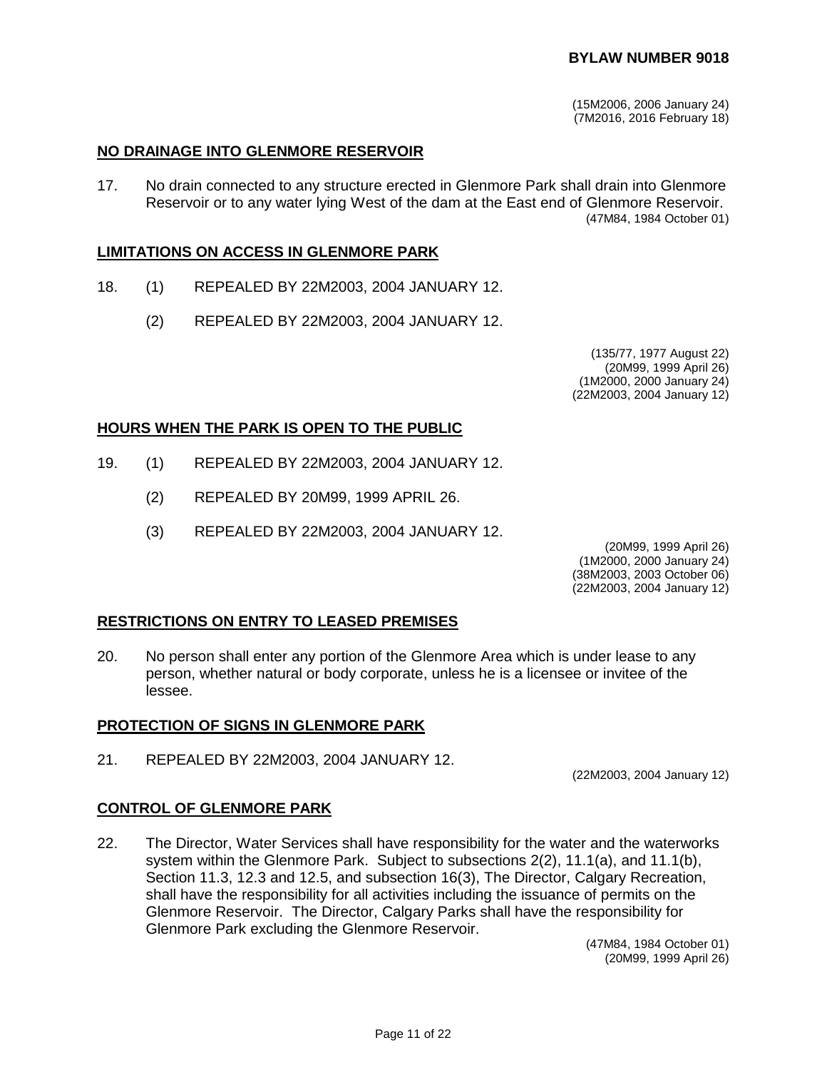(15M2006, 2006 January 24)
(7M2016, 2016 February 18)

## NO DRAINAGE INTO GLENMORE RESERVOIR

17. No drain connected to any structure erected in Glenmore Park shall drain into Glenmore Reservoir or to any water lying West of the dam at the East end of Glenmore Reservoir.

(47M84, 1984 October 01)

## LIMITATIONS ON ACCESS IN GLENMORE PARK

18. (1) REPEALED BY 22M2003, 2004 JANUARY 12.

    (2) REPEALED BY 22M2003, 2004 JANUARY 12.

(135/77, 1977 August 22)
(20M99, 1999 April 26)
(1M2000, 2000 January 24)
(22M2003, 2004 January 12)

## HOURS WHEN THE PARK IS OPEN TO THE PUBLIC

19. (1) REPEALED BY 22M2003, 2004 JANUARY 12.

    (2) REPEALED BY 20M99, 1999 APRIL 26.

    (3) REPEALED BY 22M2003, 2004 JANUARY 12.

(20M99, 1999 April 26)
(1M2000, 2000 January 24)
(38M2003, 2003 October 06)
(22M2003, 2004 January 12)

## RESTRICTIONS ON ENTRY TO LEASED PREMISES

20. No person shall enter any portion of the Glenmore Area which is under lease to any person, whether natural or body corporate, unless he is a licensee or invitee of the lessee.

## PROTECTION OF SIGNS IN GLENMORE PARK

21. REPEALED BY 22M2003, 2004 JANUARY 12.

(22M2003, 2004 January 12)

## CONTROL OF GLENMORE PARK

22. The Director, Water Services shall have responsibility for the water and the waterworks system within the Glenmore Park. Subject to subsections 2(2), 11.1(a), and 11.1(b), Section 11.3, 12.3 and 12.5, and subsection 16(3), The Director, Calgary Recreation, shall have the responsibility for all activities including the issuance of permits on the Glenmore Reservoir. The Director, Calgary Parks shall have the responsibility for Glenmore Park excluding the Glenmore Reservoir.

(47M84, 1984 October 01)
(20M99, 1999 April 26)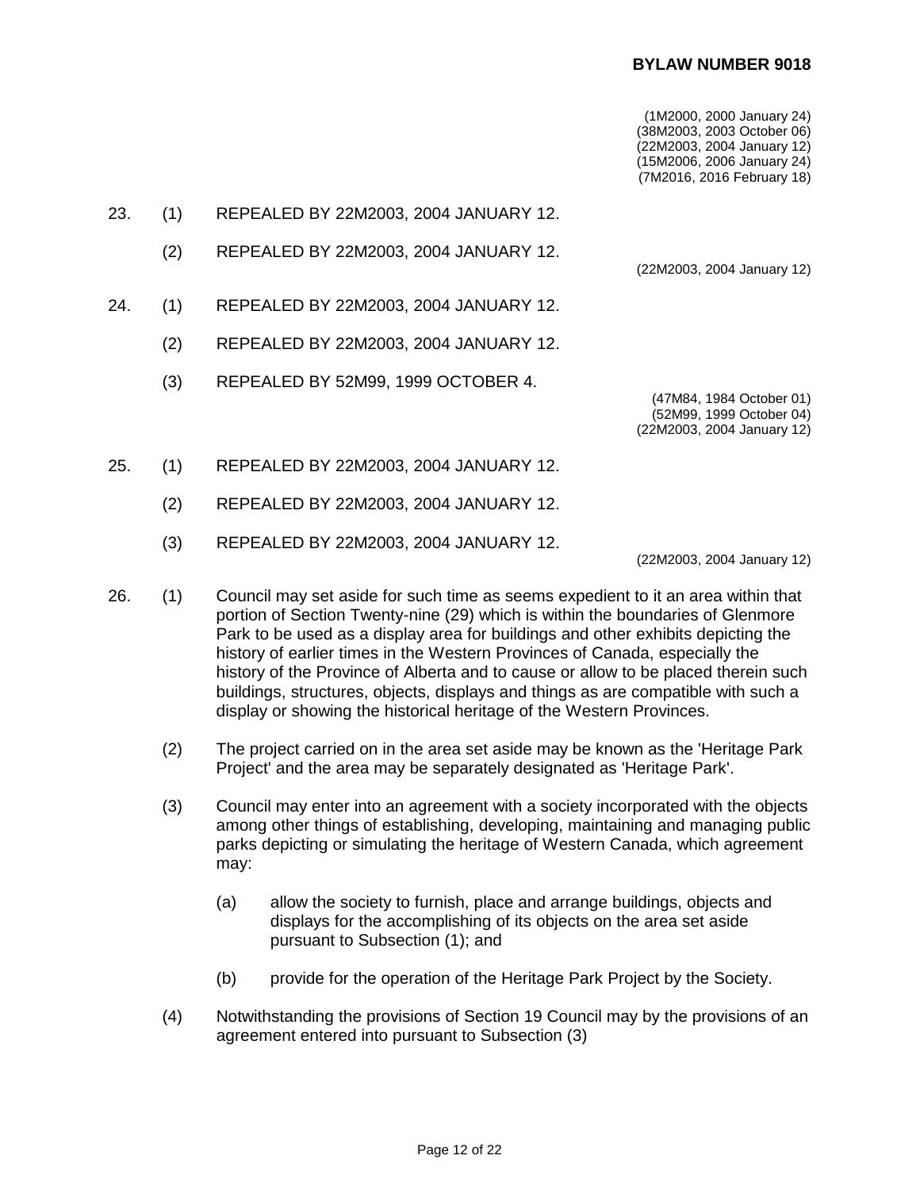**BYLAW NUMBER 9018**

(1M2000, 2000 January 24)
(38M2003, 2003 October 06)
(22M2003, 2004 January 12)
(15M2006, 2006 January 24)
(7M2016, 2016 February 18)

23. (1) REPEALED BY 22M2003, 2004 JANUARY 12.

(2) REPEALED BY 22M2003, 2004 JANUARY 12.

(22M2003, 2004 January 12)

24. (1) REPEALED BY 22M2003, 2004 JANUARY 12.

(2) REPEALED BY 22M2003, 2004 JANUARY 12.

(3) REPEALED BY 52M99, 1999 OCTOBER 4.

(47M84, 1984 October 01)
(52M99, 1999 October 04)
(22M2003, 2004 January 12)

25. (1) REPEALED BY 22M2003, 2004 JANUARY 12.

(2) REPEALED BY 22M2003, 2004 JANUARY 12.

(3) REPEALED BY 22M2003, 2004 JANUARY 12.

(22M2003, 2004 January 12)

26. (1) Council may set aside for such time as seems expedient to it an area within that portion of Section Twenty-nine (29) which is within the boundaries of Glenmore Park to be used as a display area for buildings and other exhibits depicting the history of earlier times in the Western Provinces of Canada, especially the history of the Province of Alberta and to cause or allow to be placed therein such buildings, structures, objects, displays and things as are compatible with such a display or showing the historical heritage of the Western Provinces.

(2) The project carried on in the area set aside may be known as the 'Heritage Park Project' and the area may be separately designated as 'Heritage Park'.

(3) Council may enter into an agreement with a society incorporated with the objects among other things of establishing, developing, maintaining and managing public parks depicting or simulating the heritage of Western Canada, which agreement may:

(a) allow the society to furnish, place and arrange buildings, objects and displays for the accomplishing of its objects on the area set aside pursuant to Subsection (1); and

(b) provide for the operation of the Heritage Park Project by the Society.

(4) Notwithstanding the provisions of Section 19 Council may by the provisions of an agreement entered into pursuant to Subsection (3)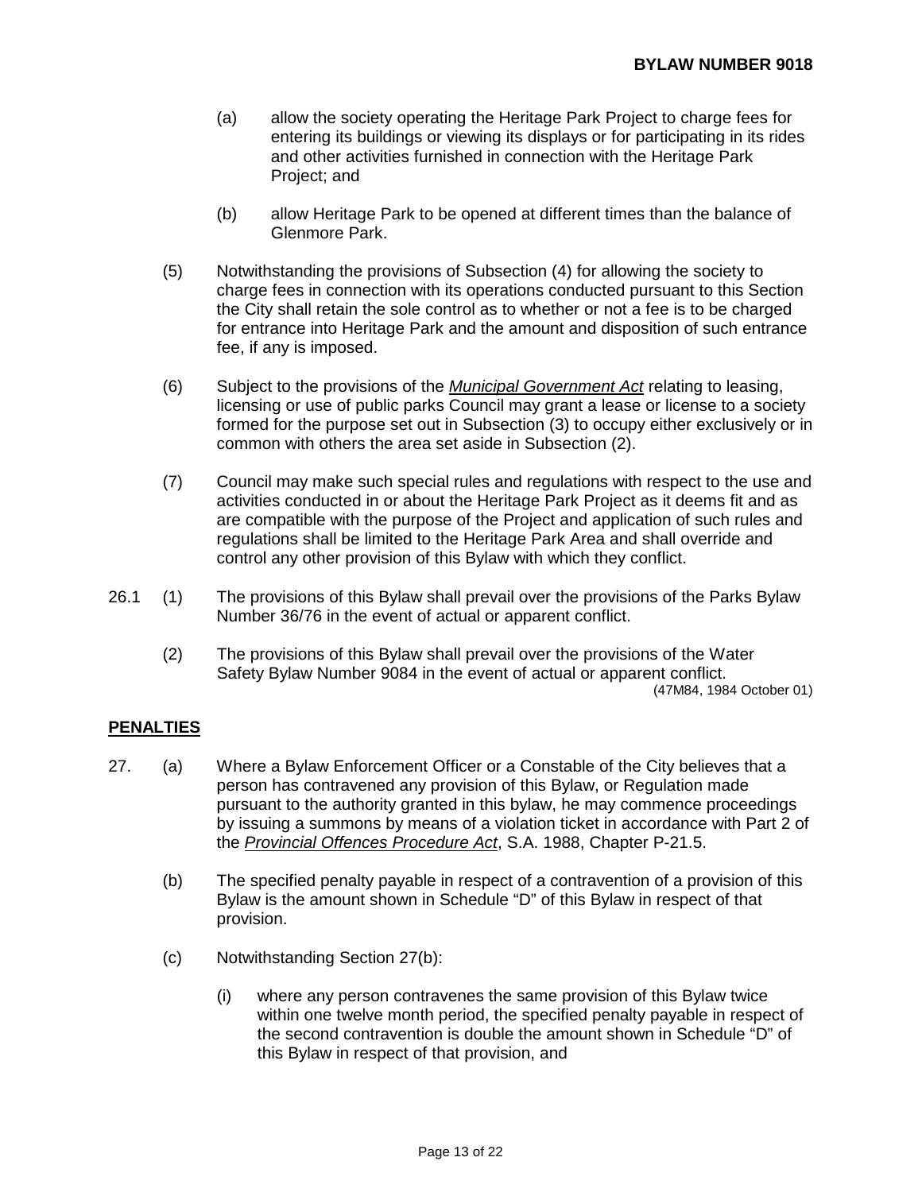(a) allow the society operating the Heritage Park Project to charge fees for entering its buildings or viewing its displays or for participating in its rides and other activities furnished in connection with the Heritage Park Project; and

(b) allow Heritage Park to be opened at different times than the balance of Glenmore Park.

(5) Notwithstanding the provisions of Subsection (4) for allowing the society to charge fees in connection with its operations conducted pursuant to this Section the City shall retain the sole control as to whether or not a fee is to be charged for entrance into Heritage Park and the amount and disposition of such entrance fee, if any is imposed.

(6) Subject to the provisions of the *Municipal Government Act* relating to leasing, licensing or use of public parks Council may grant a lease or license to a society formed for the purpose set out in Subsection (3) to occupy either exclusively or in common with others the area set aside in Subsection (2).

(7) Council may make such special rules and regulations with respect to the use and activities conducted in or about the Heritage Park Project as it deems fit and as are compatible with the purpose of the Project and application of such rules and regulations shall be limited to the Heritage Park Area and shall override and control any other provision of this Bylaw with which they conflict.

26.1 (1) The provisions of this Bylaw shall prevail over the provisions of the Parks Bylaw Number 36/76 in the event of actual or apparent conflict.

(2) The provisions of this Bylaw shall prevail over the provisions of the Water Safety Bylaw Number 9084 in the event of actual or apparent conflict.
(47M84, 1984 October 01)

## PENALTIES

27. (a) Where a Bylaw Enforcement Officer or a Constable of the City believes that a person has contravened any provision of this Bylaw, or Regulation made pursuant to the authority granted in this bylaw, he may commence proceedings by issuing a summons by means of a violation ticket in accordance with Part 2 of the *Provincial Offences Procedure Act*, S.A. 1988, Chapter P-21.5.

(b) The specified penalty payable in respect of a contravention of a provision of this Bylaw is the amount shown in Schedule "D" of this Bylaw in respect of that provision.

(c) Notwithstanding Section 27(b):

(i) where any person contravenes the same provision of this Bylaw twice within one twelve month period, the specified penalty payable in respect of the second contravention is double the amount shown in Schedule "D" of this Bylaw in respect of that provision, and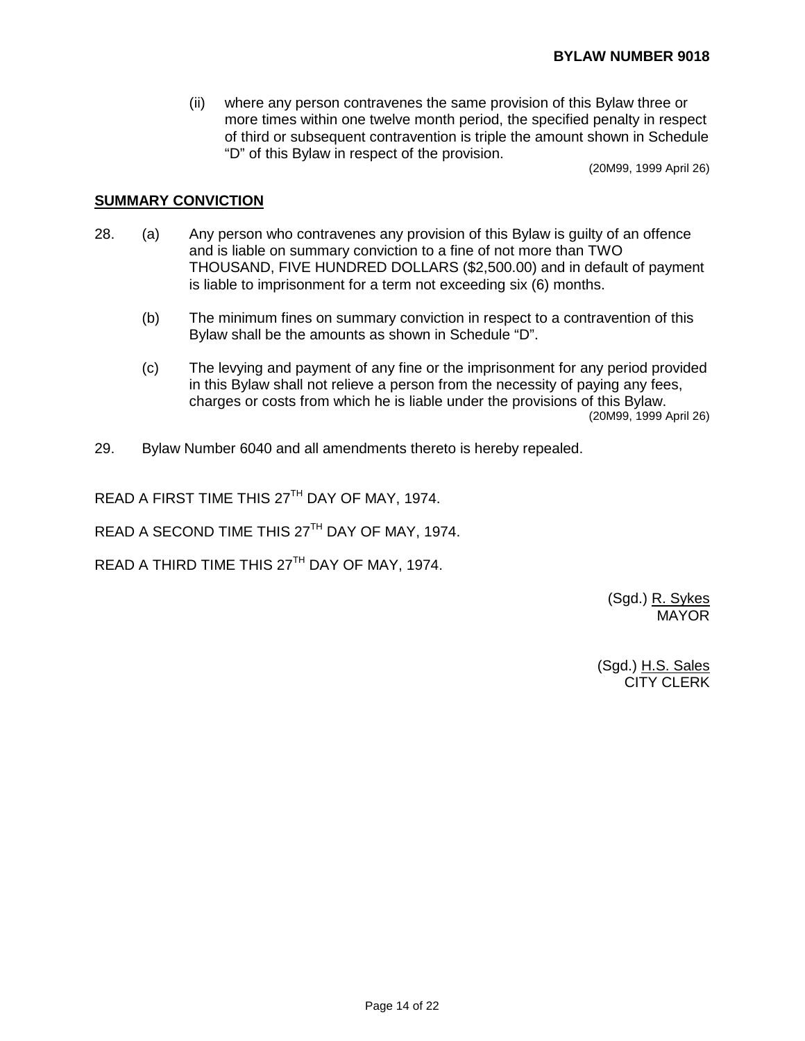(ii) where any person contravenes the same provision of this Bylaw three or more times within one twelve month period, the specified penalty in respect of third or subsequent contravention is triple the amount shown in Schedule "D" of this Bylaw in respect of the provision.

(20M99, 1999 April 26)

**SUMMARY CONVICTION**

28. (a) Any person who contravenes any provision of this Bylaw is guilty of an offence and is liable on summary conviction to a fine of not more than TWO THOUSAND, FIVE HUNDRED DOLLARS ($2,500.00) and in default of payment is liable to imprisonment for a term not exceeding six (6) months.

(b) The minimum fines on summary conviction in respect to a contravention of this Bylaw shall be the amounts as shown in Schedule "D".

(c) The levying and payment of any fine or the imprisonment for any period provided in this Bylaw shall not relieve a person from the necessity of paying any fees, charges or costs from which he is liable under the provisions of this Bylaw.

(20M99, 1999 April 26)

29. Bylaw Number 6040 and all amendments thereto is hereby repealed.

READ A FIRST TIME THIS 27TH DAY OF MAY, 1974.

READ A SECOND TIME THIS 27TH DAY OF MAY, 1974.

READ A THIRD TIME THIS 27TH DAY OF MAY, 1974.

(Sgd.) R. Sykes
MAYOR

(Sgd.) H.S. Sales
CITY CLERK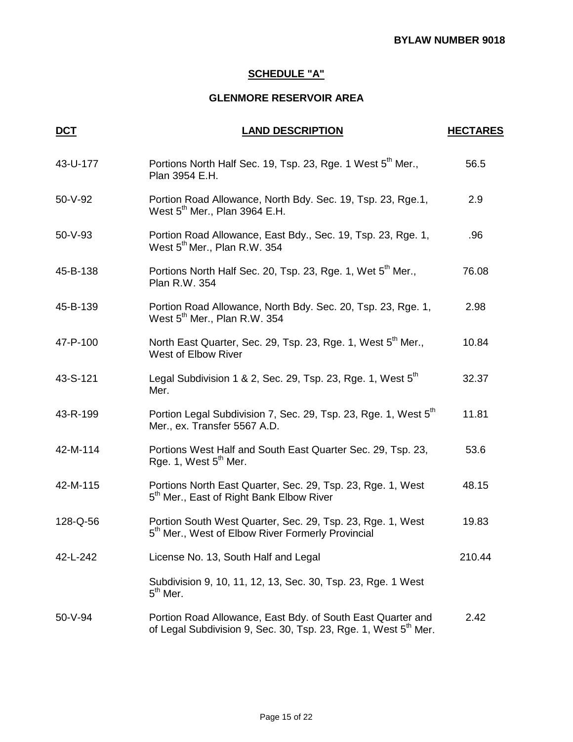BYLAW NUMBER 9018

## SCHEDULE "A"

### GLENMORE RESERVOIR AREA

| DCT | LAND DESCRIPTION | HECTARES |
|---|---|---|
| 43-U-177 | Portions North Half Sec. 19, Tsp. 23, Rge. 1 West 5th Mer., Plan 3954 E.H. | 56.5 |
| 50-V-92 | Portion Road Allowance, North Bdy. Sec. 19, Tsp. 23, Rge.1, West 5th Mer., Plan 3964 E.H. | 2.9 |
| 50-V-93 | Portion Road Allowance, East Bdy., Sec. 19, Tsp. 23, Rge. 1, West 5th Mer., Plan R.W. 354 | .96 |
| 45-B-138 | Portions North Half Sec. 20, Tsp. 23, Rge. 1, Wet 5th Mer., Plan R.W. 354 | 76.08 |
| 45-B-139 | Portion Road Allowance, North Bdy. Sec. 20, Tsp. 23, Rge. 1, West 5th Mer., Plan R.W. 354 | 2.98 |
| 47-P-100 | North East Quarter, Sec. 29, Tsp. 23, Rge. 1, West 5th Mer., West of Elbow River | 10.84 |
| 43-S-121 | Legal Subdivision 1 & 2, Sec. 29, Tsp. 23, Rge. 1, West 5th Mer. | 32.37 |
| 43-R-199 | Portion Legal Subdivision 7, Sec. 29, Tsp. 23, Rge. 1, West 5th Mer., ex. Transfer 5567 A.D. | 11.81 |
| 42-M-114 | Portions West Half and South East Quarter Sec. 29, Tsp. 23, Rge. 1, West 5th Mer. | 53.6 |
| 42-M-115 | Portions North East Quarter, Sec. 29, Tsp. 23, Rge. 1, West 5th Mer., East of Right Bank Elbow River | 48.15 |
| 128-Q-56 | Portion South West Quarter, Sec. 29, Tsp. 23, Rge. 1, West 5th Mer., West of Elbow River Formerly Provincial | 19.83 |
| 42-L-242 | License No. 13, South Half and Legal | 210.44 |
| | Subdivision 9, 10, 11, 12, 13, Sec. 30, Tsp. 23, Rge. 1 West 5th Mer. | |
| 50-V-94 | Portion Road Allowance, East Bdy. of South East Quarter and of Legal Subdivision 9, Sec. 30, Tsp. 23, Rge. 1, West 5th Mer. | 2.42 |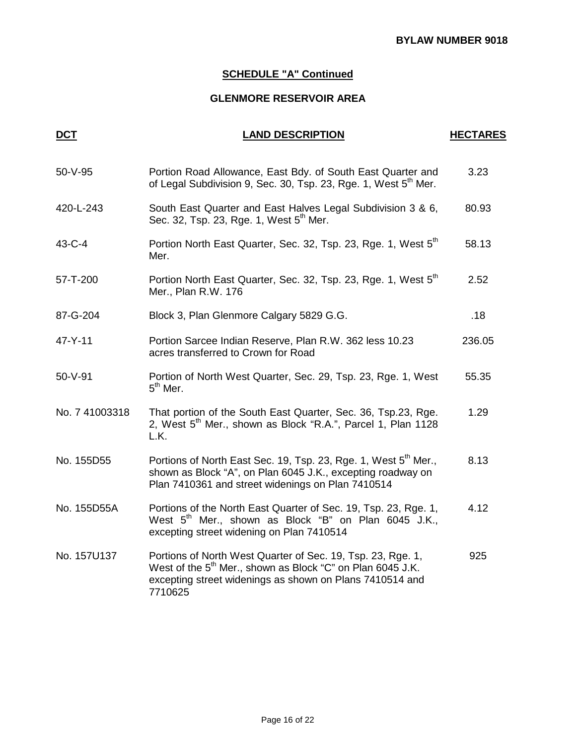**BYLAW NUMBER 9018**

## SCHEDULE "A" Continued

### GLENMORE RESERVOIR AREA

| DCT | LAND DESCRIPTION | HECTARES |
|---|---|---|
| 50-V-95 | Portion Road Allowance, East Bdy. of South East Quarter and of Legal Subdivision 9, Sec. 30, Tsp. 23, Rge. 1, West 5th Mer. | 3.23 |
| 420-L-243 | South East Quarter and East Halves Legal Subdivision 3 & 6, Sec. 32, Tsp. 23, Rge. 1, West 5th Mer. | 80.93 |
| 43-C-4 | Portion North East Quarter, Sec. 32, Tsp. 23, Rge. 1, West 5th Mer. | 58.13 |
| 57-T-200 | Portion North East Quarter, Sec. 32, Tsp. 23, Rge. 1, West 5th Mer., Plan R.W. 176 | 2.52 |
| 87-G-204 | Block 3, Plan Glenmore Calgary 5829 G.G. | .18 |
| 47-Y-11 | Portion Sarcee Indian Reserve, Plan R.W. 362 less 10.23 acres transferred to Crown for Road | 236.05 |
| 50-V-91 | Portion of North West Quarter, Sec. 29, Tsp. 23, Rge. 1, West 5th Mer. | 55.35 |
| No. 7 41003318 | That portion of the South East Quarter, Sec. 36, Tsp.23, Rge. 2, West 5th Mer., shown as Block "R.A.", Parcel 1, Plan 1128 L.K. | 1.29 |
| No. 155D55 | Portions of North East Sec. 19, Tsp. 23, Rge. 1, West 5th Mer., shown as Block "A", on Plan 6045 J.K., excepting roadway on Plan 7410361 and street widenings on Plan 7410514 | 8.13 |
| No. 155D55A | Portions of the North East Quarter of Sec. 19, Tsp. 23, Rge. 1, West 5th Mer., shown as Block "B" on Plan 6045 J.K., excepting street widening on Plan 7410514 | 4.12 |
| No. 157U137 | Portions of North West Quarter of Sec. 19, Tsp. 23, Rge. 1, West of the 5th Mer., shown as Block "C" on Plan 6045 J.K. excepting street widenings as shown on Plans 7410514 and 7710625 | 925 |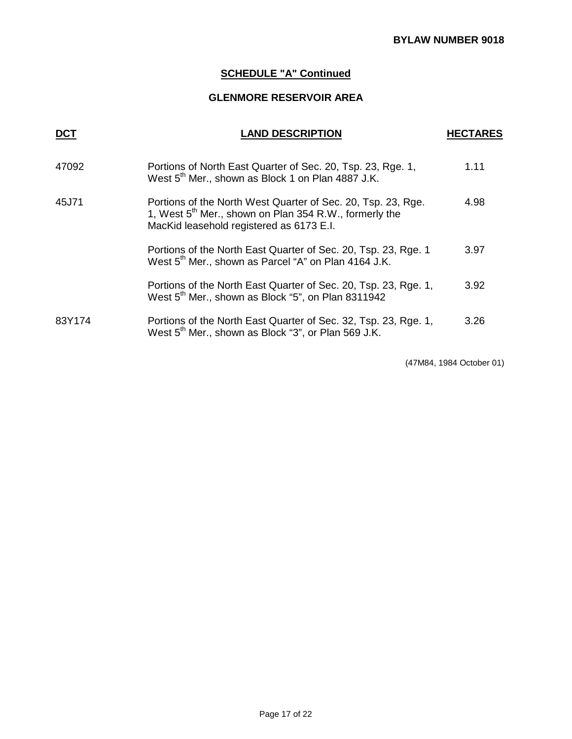**BYLAW NUMBER 9018**

## SCHEDULE "A" Continued

### GLENMORE RESERVOIR AREA

| DCT | LAND DESCRIPTION | HECTARES |
|---|---|---|
| 47092 | Portions of North East Quarter of Sec. 20, Tsp. 23, Rge. 1, West 5th Mer., shown as Block 1 on Plan 4887 J.K. | 1.11 |
| 45J71 | Portions of the North West Quarter of Sec. 20, Tsp. 23, Rge. 1, West 5th Mer., shown on Plan 354 R.W., formerly the MacKid leasehold registered as 6173 E.I. | 4.98 |
| | Portions of the North East Quarter of Sec. 20, Tsp. 23, Rge. 1 West 5th Mer., shown as Parcel "A" on Plan 4164 J.K. | 3.97 |
| | Portions of the North East Quarter of Sec. 20, Tsp. 23, Rge. 1, West 5th Mer., shown as Block "5", on Plan 8311942 | 3.92 |
| 83Y174 | Portions of the North East Quarter of Sec. 32, Tsp. 23, Rge. 1, West 5th Mer., shown as Block "3", or Plan 569 J.K. | 3.26 |

(47M84, 1984 October 01)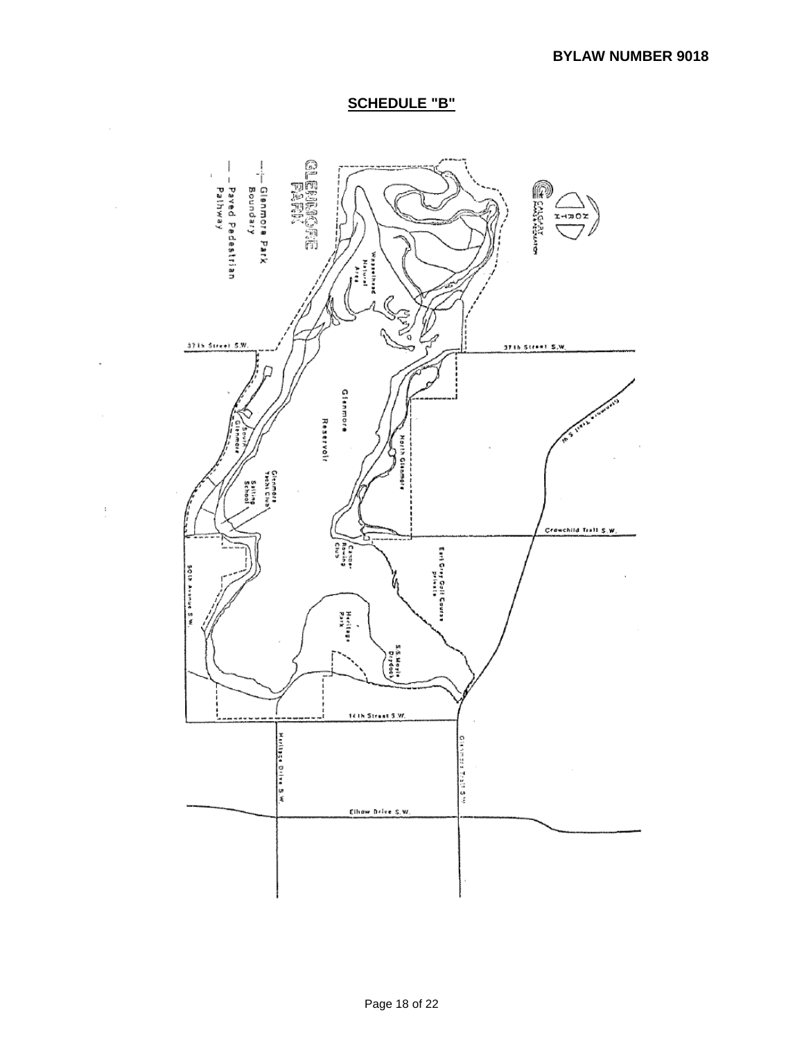**SCHEDULE "B"**

GLENMORE PARK

Glenmore Park Boundary

Paved Pedestrian Pathway

Weaselhead Natural Area

37th Street S.W.

Glenmore Reservoir

North Glenmore

South Glenmore

Glenmore Yacht Club

Sailing School

Canoe-Rowing Club

Earl Grey Golf Course private

Heritage Park

S.S. Moyie Drydock

Crowchild Trail S.W.

Glenmore Trail S.W.

90th Avenue S.W.

14th Street S.W.

Heritage Drive S.W.

Elbow Drive S.W.

NORTH

CALGARY PARKS & RECREATION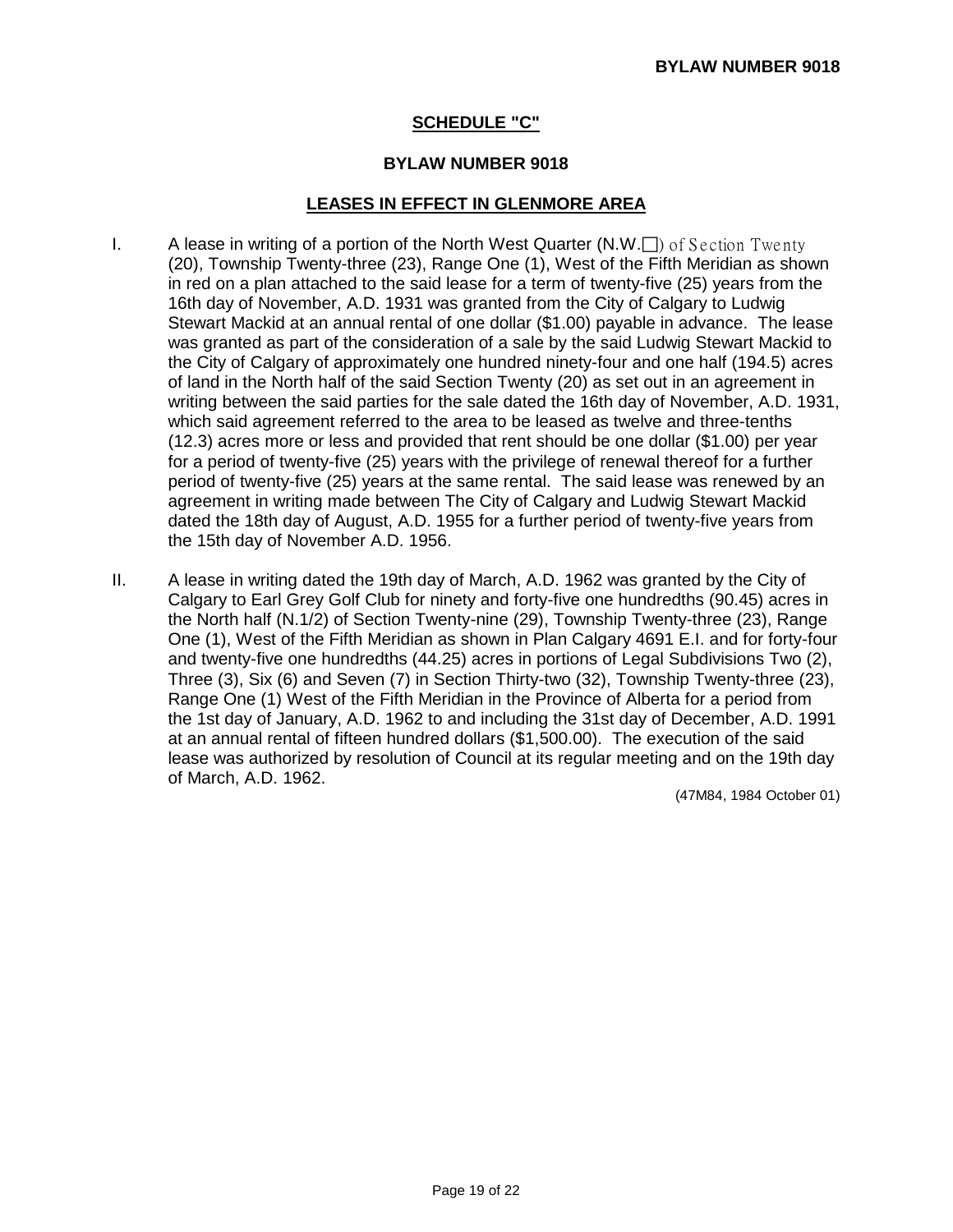**BYLAW NUMBER 9018**

## SCHEDULE "C"

### BYLAW NUMBER 9018

### LEASES IN EFFECT IN GLENMORE AREA

I. A lease in writing of a portion of the North West Quarter (N.W.□) of Section Twenty (20), Township Twenty-three (23), Range One (1), West of the Fifth Meridian as shown in red on a plan attached to the said lease for a term of twenty-five (25) years from the 16th day of November, A.D. 1931 was granted from the City of Calgary to Ludwig Stewart Mackid at an annual rental of one dollar ($1.00) payable in advance. The lease was granted as part of the consideration of a sale by the said Ludwig Stewart Mackid to the City of Calgary of approximately one hundred ninety-four and one half (194.5) acres of land in the North half of the said Section Twenty (20) as set out in an agreement in writing between the said parties for the sale dated the 16th day of November, A.D. 1931, which said agreement referred to the area to be leased as twelve and three-tenths (12.3) acres more or less and provided that rent should be one dollar ($1.00) per year for a period of twenty-five (25) years with the privilege of renewal thereof for a further period of twenty-five (25) years at the same rental. The said lease was renewed by an agreement in writing made between The City of Calgary and Ludwig Stewart Mackid dated the 18th day of August, A.D. 1955 for a further period of twenty-five years from the 15th day of November A.D. 1956.

II. A lease in writing dated the 19th day of March, A.D. 1962 was granted by the City of Calgary to Earl Grey Golf Club for ninety and forty-five one hundredths (90.45) acres in the North half (N.1/2) of Section Twenty-nine (29), Township Twenty-three (23), Range One (1), West of the Fifth Meridian as shown in Plan Calgary 4691 E.I. and for forty-four and twenty-five one hundredths (44.25) acres in portions of Legal Subdivisions Two (2), Three (3), Six (6) and Seven (7) in Section Thirty-two (32), Township Twenty-three (23), Range One (1) West of the Fifth Meridian in the Province of Alberta for a period from the 1st day of January, A.D. 1962 to and including the 31st day of December, A.D. 1991 at an annual rental of fifteen hundred dollars ($1,500.00). The execution of the said lease was authorized by resolution of Council at its regular meeting and on the 19th day of March, A.D. 1962.

(47M84, 1984 October 01)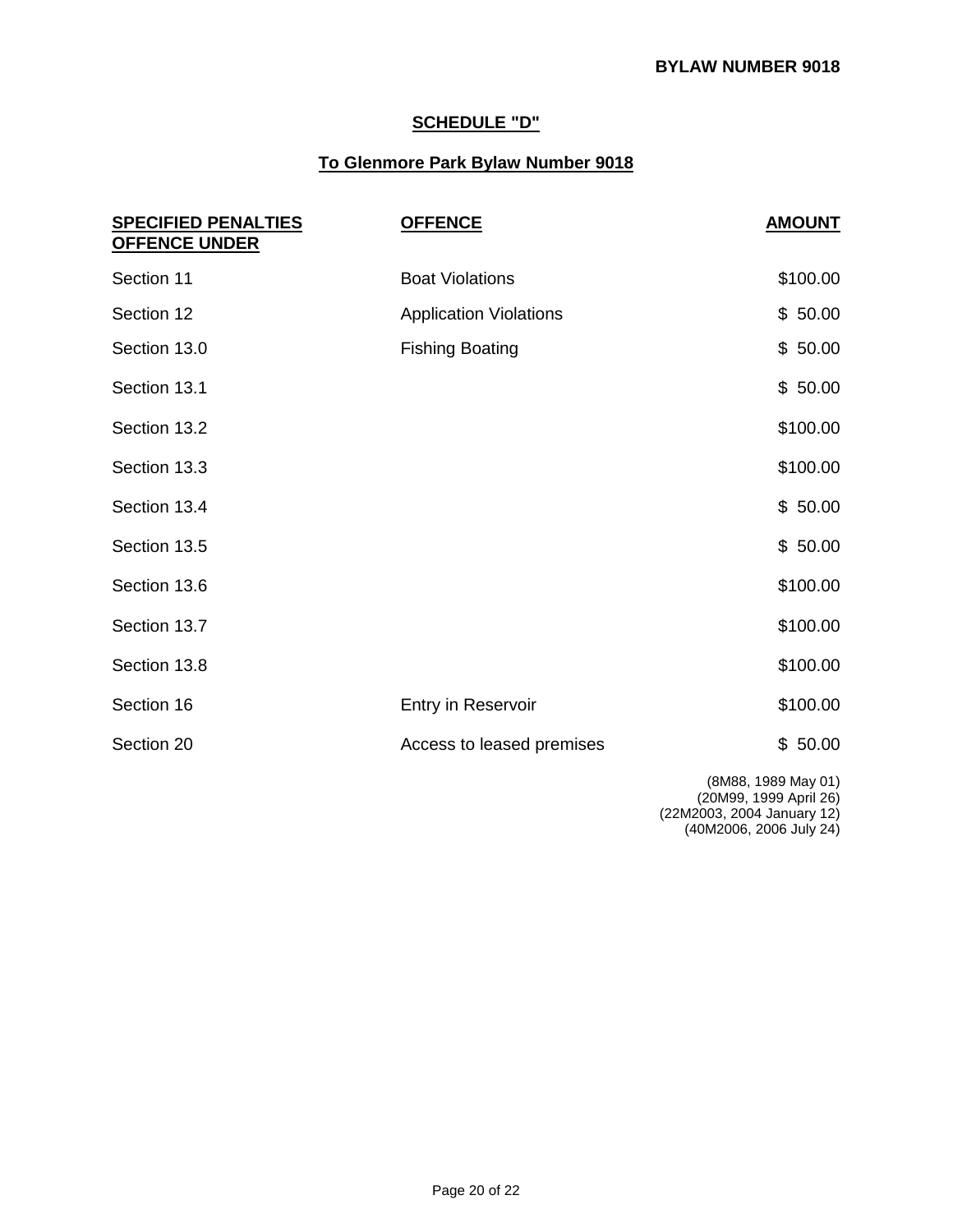## SCHEDULE "D"

### To Glenmore Park Bylaw Number 9018

| SPECIFIED PENALTIES OFFENCE UNDER | OFFENCE | AMOUNT |
|---|---|---|
| Section 11 | Boat Violations | $100.00 |
| Section 12 | Application Violations | $ 50.00 |
| Section 13.0 | Fishing Boating | $ 50.00 |
| Section 13.1 | | $ 50.00 |
| Section 13.2 | | $100.00 |
| Section 13.3 | | $100.00 |
| Section 13.4 | | $ 50.00 |
| Section 13.5 | | $ 50.00 |
| Section 13.6 | | $100.00 |
| Section 13.7 | | $100.00 |
| Section 13.8 | | $100.00 |
| Section 16 | Entry in Reservoir | $100.00 |
| Section 20 | Access to leased premises | $ 50.00 |

(8M88, 1989 May 01)
(20M99, 1999 April 26)
(22M2003, 2004 January 12)
(40M2006, 2006 July 24)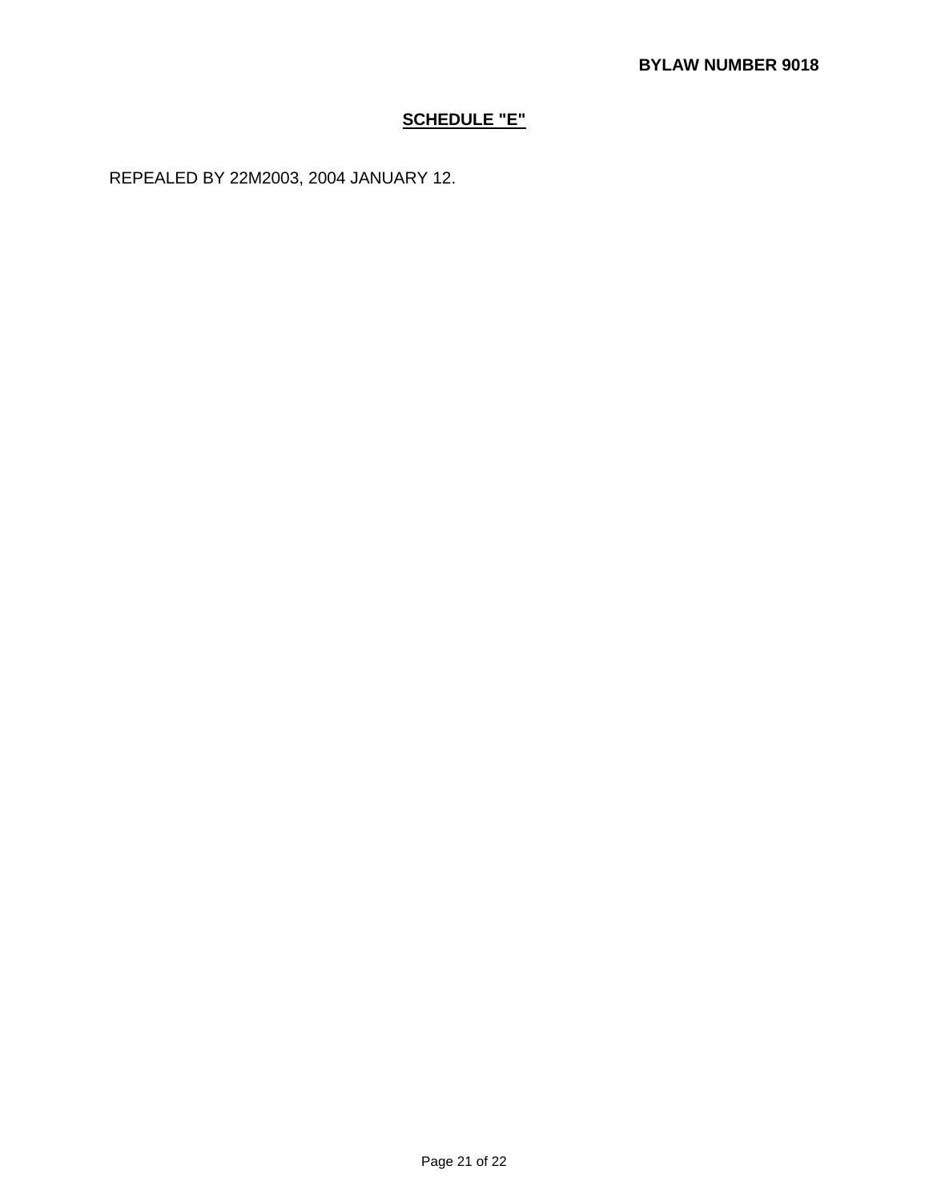## SCHEDULE "E"

REPEALED BY 22M2003, 2004 JANUARY 12.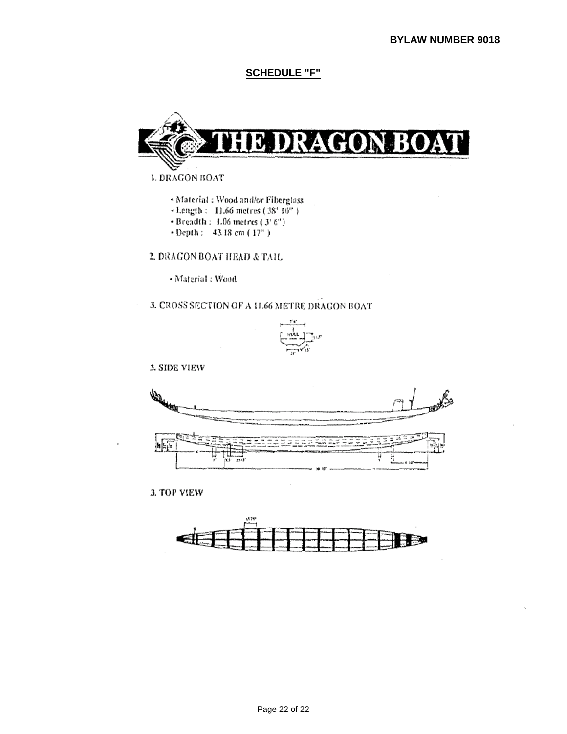BYLAW NUMBER 9018

## SCHEDULE "F"

# THE DRAGON BOAT

1. DRAGON BOAT

- Material : Wood and/or Fiberglass
- Length : 11.66 metres ( 38' 10" )
- Breadth : 1.06 metres ( 3' 6")
- Depth : 43.18 cm ( 17" )

2. DRAGON BOAT HEAD & TAIL

- Material : Wood

3. CROSS SECTION OF A 11.66 METRE DRAGON BOAT

3. SIDE VIEW

3. TOP VIEW